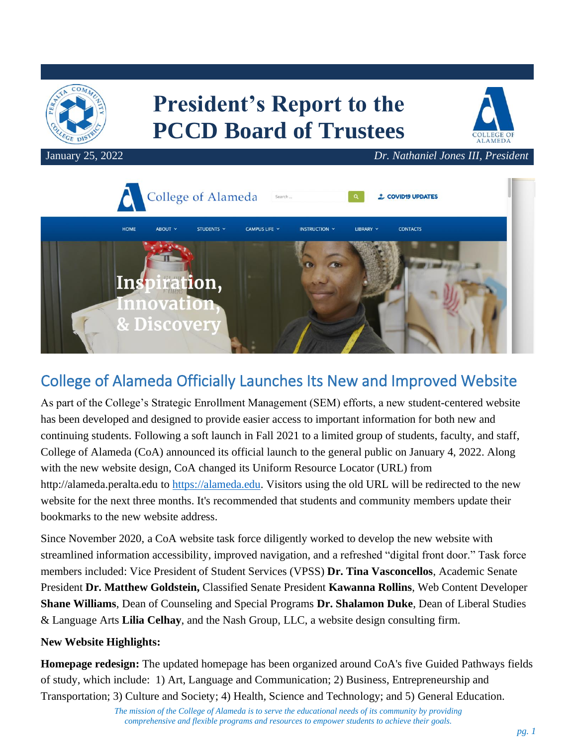# President's Report to the PCCD Board of Trustees

January 25, 2022

*Dr. Nathaniel Jones III, President*

## College of Alameda Officially Launches Its New and Improved Website

As part of the College's Strategic Enrollment Management (SEM) efforts, a new student-centered website has been developed and designed to provide easier access to important information for both new and continuing students. Following a soft launch in Fall 2021 to a limited group of students, faculty, and staff, College of Alameda (CoA) announced its official launch to the general public on January 4, 2022. Along with the new website design, CoA changed its Uniform Resource Locator (URL) from http://alameda.peralta.edu to [https://alameda.edu](https://alameda.edu). Visitors using the old URL will be redirected to the new website for the next three months. It's recommended that students and community members update their bookmarks to the new website address.

Since November 2020, a CoA website task force diligently worked to develop the new website with streamlined information accessibility, improved navigation, and a refreshed "digital front door." Task force members included: Vice President of Student Services (VPSS) **Dr. Tina Vasconcellos**, Academic Senate President **Dr. Matthew Goldstein,** Classified Senate President **Kawanna Rollins**, Web Content Developer **Shane Williams**, Dean of Counseling and Special Programs **Dr. Shalamon Duke**, Dean of Liberal Studies & Language Arts **Lilia Celhay**, and the Nash Group, LLC, a website design consulting firm.

**New Website Highlights:**

**Homepage redesign:** The updated homepage has been organized around CoA's five Guided Pathways fields of study, which include: 1) Art, Language and Communication; 2) Business, Entrepreneurship and Transportation; 3) Culture and Society; 4) Health, Science and Technology; and 5) General Education.

*The mission of the College of Alameda is to serve the educational needs of its community by providing comprehensive and flexible programs and resources to empower students to achieve their goals.*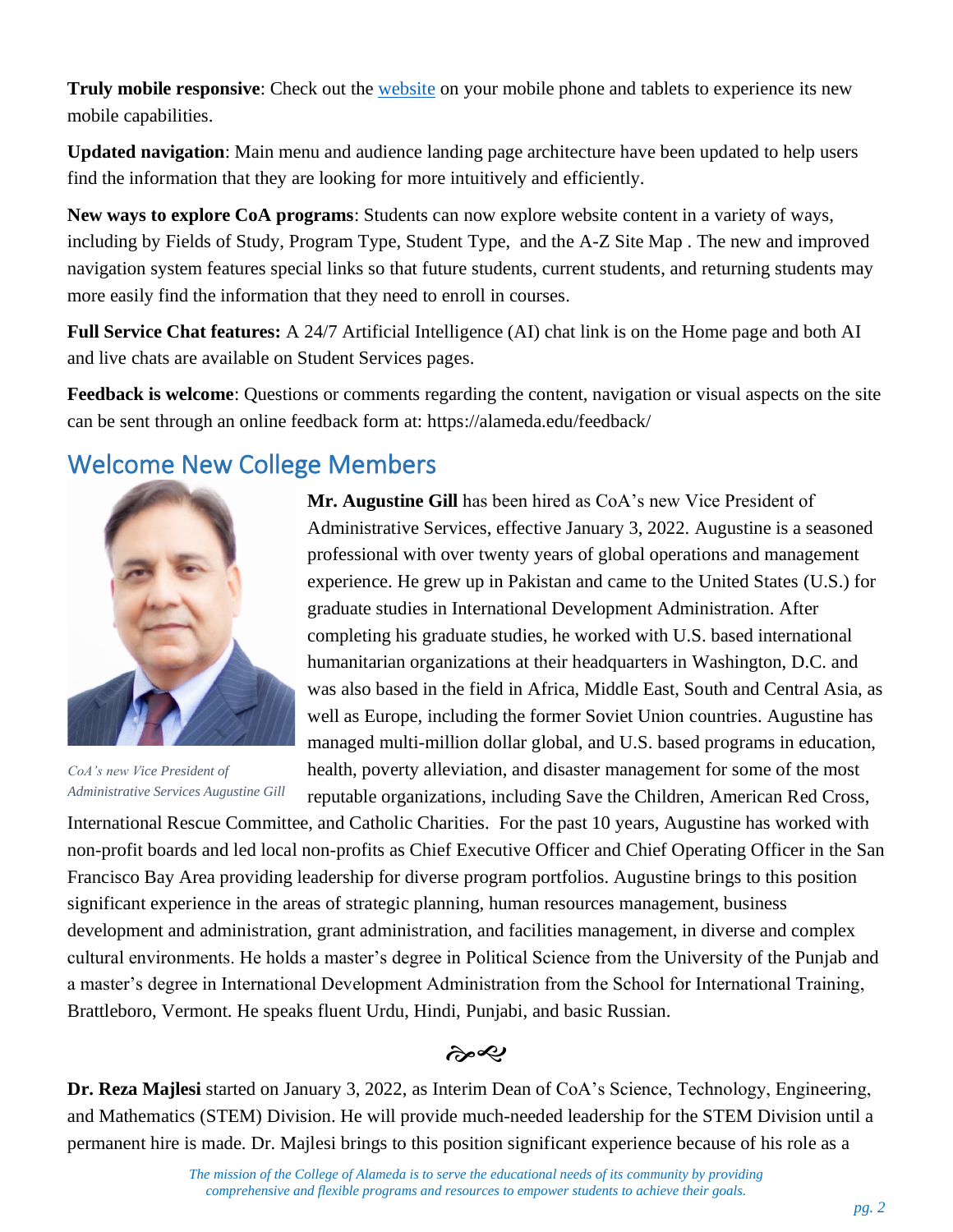**Truly mobile responsive**: Check out the [website](https://alameda.edu) on your mobile phone and tablets to experience its new mobile capabilities.

**Updated navigation**: Main menu and audience landing page architecture have been updated to help users find the information that they are looking for more intuitively and efficiently.

**New ways to explore CoA programs**: Students can now explore website content in a variety of ways, including by Fields of Study, Program Type, Student Type, and the A-Z Site Map . The new and improved navigation system features special links so that future students, current students, and returning students may more easily find the information that they need to enroll in courses.

**Full Service Chat features:** A 24/7 Artificial Intelligence (AI) chat link is on the Home page and both AI and live chats are available on Student Services pages.

**Feedback is welcome**: Questions or comments regarding the content, navigation or visual aspects on the site can be sent through an online feedback form at: https://alameda.edu/feedback/

## Welcome New College Members

*CoA's new Vice President of Administrative Services Augustine Gill*

**Mr. Augustine Gill** has been hired as CoA's new Vice President of Administrative Services, effective January 3, 2022. Augustine is a seasoned professional with over twenty years of global operations and management experience. He grew up in Pakistan and came to the United States (U.S.) for graduate studies in International Development Administration. After completing his graduate studies, he worked with U.S. based international humanitarian organizations at their headquarters in Washington, D.C. and was also based in the field in Africa, Middle East, South and Central Asia, as well as Europe, including the former Soviet Union countries. Augustine has managed multi-million dollar global, and U.S. based programs in education, health, poverty alleviation, and disaster management for some of the most reputable organizations, including Save the Children, American Red Cross, International Rescue Committee, and Catholic Charities. For the past 10 years, Augustine has worked with non-profit boards and led local non-profits as Chief Executive Officer and Chief Operating Officer in the San Francisco Bay Area providing leadership for diverse program portfolios. Augustine brings to this position significant experience in the areas of strategic planning, human resources management, business development and administration, grant administration, and facilities management, in diverse and complex cultural environments. He holds a master's degree in Political Science from the University of the Punjab and a master's degree in International Development Administration from the School for International Training, Brattleboro, Vermont. He speaks fluent Urdu, Hindi, Punjabi, and basic Russian.

**Dr. Reza Majlesi** started on January 3, 2022, as Interim Dean of CoA's Science, Technology, Engineering, and Mathematics (STEM) Division. He will provide much-needed leadership for the STEM Division until a permanent hire is made. Dr. Majlesi brings to this position significant experience because of his role as a

*The mission of the College of Alameda is to serve the educational needs of its community by providing comprehensive and flexible programs and resources to empower students to achieve their goals.*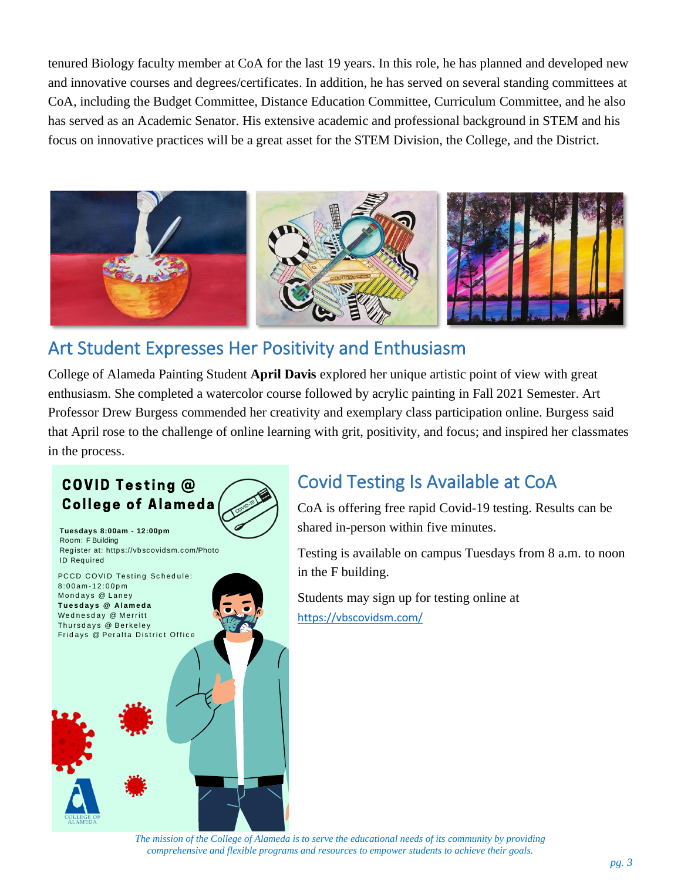tenured Biology faculty member at CoA for the last 19 years. In this role, he has planned and developed new and innovative courses and degrees/certificates. In addition, he has served on several standing committees at CoA, including the Budget Committee, Distance Education Committee, Curriculum Committee, and he also has served as an Academic Senator. His extensive academic and professional background in STEM and his focus on innovative practices will be a great asset for the STEM Division, the College, and the District.

## Art Student Expresses Her Positivity and Enthusiasm

College of Alameda Painting Student **April Davis** explored her unique artistic point of view with great enthusiasm. She completed a watercolor course followed by acrylic painting in Fall 2021 Semester. Art Professor Drew Burgess commended her creativity and exemplary class participation online. Burgess said that April rose to the challenge of online learning with grit, positivity, and focus; and inspired her classmates in the process.

**COVID Testing @ College of Alameda**

**Tuesdays 8:00am - 12:00pm**
Room: F Building
Register at: https://vbscovidsm.com/Photo ID Required

PCCD COVID Testing Schedule:
8:00am-12:00pm
Mondays @ Laney
**Tuesdays @ Alameda**
Wednesday @ Merritt
Thursdays @ Berkeley
Fridays @ Peralta District Office

## Covid Testing Is Available at CoA

CoA is offering free rapid Covid-19 testing. Results can be shared in-person within five minutes.

Testing is available on campus Tuesdays from 8 a.m. to noon in the F building.

Students may sign up for testing online at https://vbscovidsm.com/

*The mission of the College of Alameda is to serve the educational needs of its community by providing comprehensive and flexible programs and resources to empower students to achieve their goals.*